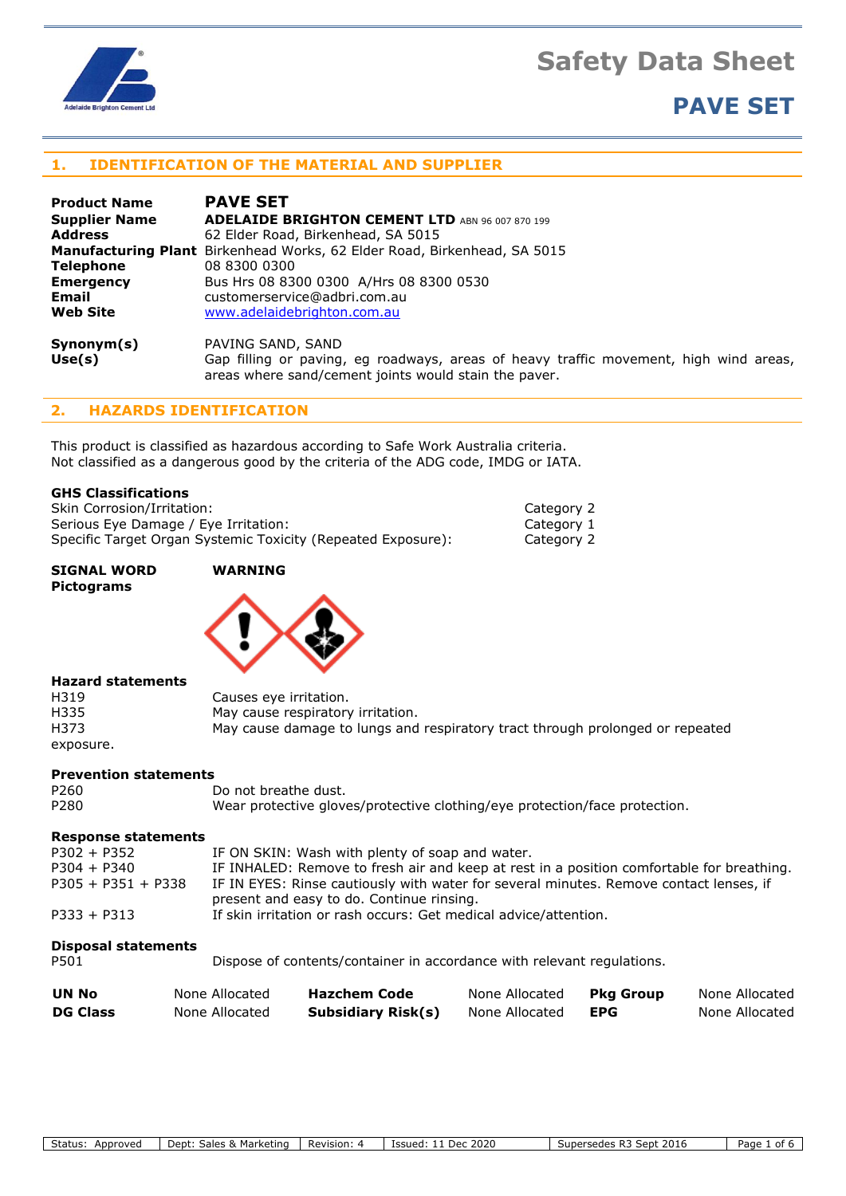# Safety Data Sheet

# PAVE SET

## 1. IDENTIFICATION OF THE MATERIAL AND SUPPLIER

| | |
|---|---|
| **Product Name** | **PAVE SET** |
| **Supplier Name** | **ADELAIDE BRIGHTON CEMENT LTD** ABN 96 007 870 199 |
| **Address** | 62 Elder Road, Birkenhead, SA 5015 |
| **Manufacturing Plant** | Birkenhead Works, 62 Elder Road, Birkenhead, SA 5015 |
| **Telephone** | 08 8300 0300 |
| **Emergency** | Bus Hrs 08 8300 0300 A/Hrs 08 8300 0530 |
| **Email** | customerservice@adbri.com.au |
| **Web Site** | www.adelaidebrighton.com.au |
| **Synonym(s)** | PAVING SAND, SAND |
| **Use(s)** | Gap filling or paving, eg roadways, areas of heavy traffic movement, high wind areas, areas where sand/cement joints would stain the paver. |

## 2. HAZARDS IDENTIFICATION

This product is classified as hazardous according to Safe Work Australia criteria.
Not classified as a dangerous good by the criteria of the ADG code, IMDG or IATA.

**GHS Classifications**

| | |
|---|---|
| Skin Corrosion/Irritation: | Category 2 |
| Serious Eye Damage / Eye Irritation: | Category 1 |
| Specific Target Organ Systemic Toxicity (Repeated Exposure): | Category 2 |

**SIGNAL WORD** **WARNING**

**Pictograms**

**Hazard statements**

| | |
|---|---|
| H319 | Causes eye irritation. |
| H335 | May cause respiratory irritation. |
| H373 | May cause damage to lungs and respiratory tract through prolonged or repeated exposure. |

**Prevention statements**

| | |
|---|---|
| P260 | Do not breathe dust. |
| P280 | Wear protective gloves/protective clothing/eye protection/face protection. |

**Response statements**

| | |
|---|---|
| P302 + P352 | IF ON SKIN: Wash with plenty of soap and water. |
| P304 + P340 | IF INHALED: Remove to fresh air and keep at rest in a position comfortable for breathing. |
| P305 + P351 + P338 | IF IN EYES: Rinse cautiously with water for several minutes. Remove contact lenses, if present and easy to do. Continue rinsing. |
| P333 + P313 | If skin irritation or rash occurs: Get medical advice/attention. |

**Disposal statements**

| | |
|---|---|
| P501 | Dispose of contents/container in accordance with relevant regulations. |

| | | | | | |
|---|---|---|---|---|---|
| **UN No** | None Allocated | **Hazchem Code** | None Allocated | **Pkg Group** | None Allocated |
| **DG Class** | None Allocated | **Subsidiary Risk(s)** | None Allocated | **EPG** | None Allocated |

| Status: Approved | Dept: Sales & Marketing | Revision: 4 | Issued: 11 Dec 2020 | Supersedes R3 Sept 2016 |
|---|---|---|---|---|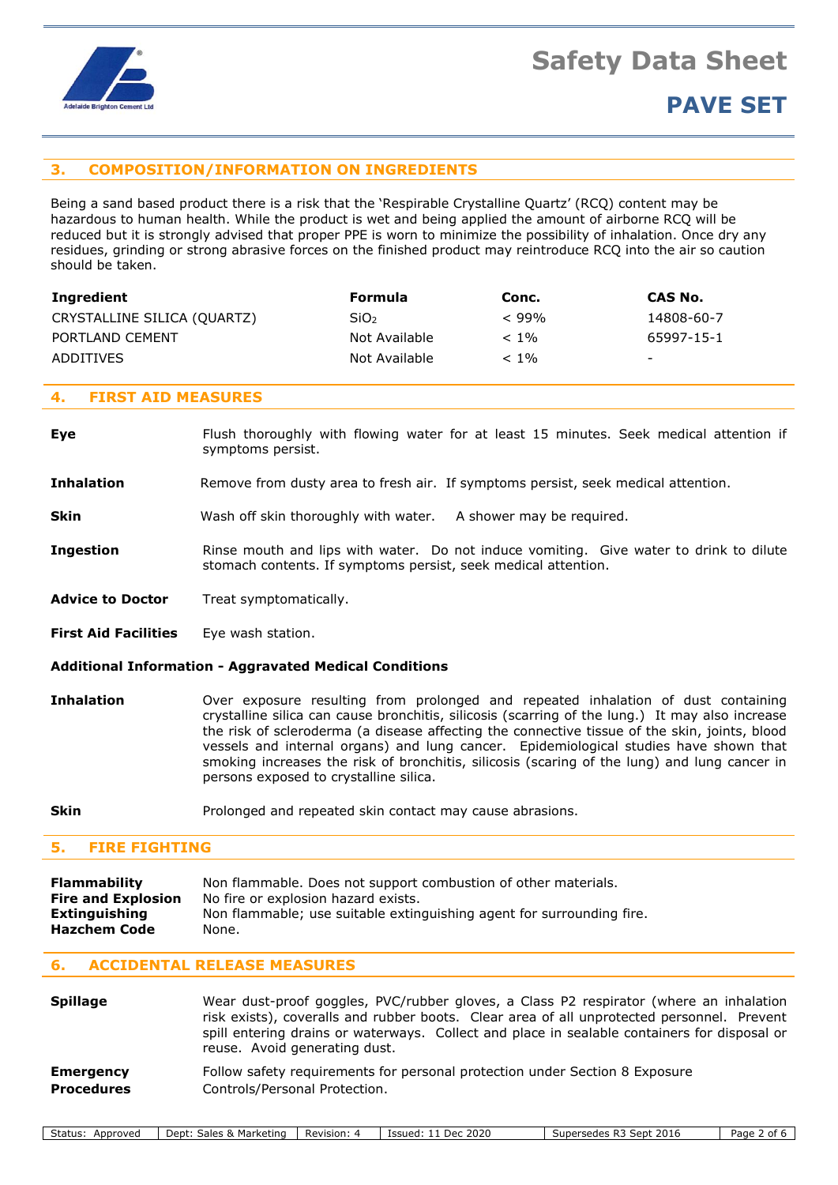## 3. COMPOSITION/INFORMATION ON INGREDIENTS

Being a sand based product there is a risk that the 'Respirable Crystalline Quartz' (RCQ) content may be hazardous to human health. While the product is wet and being applied the amount of airborne RCQ will be reduced but it is strongly advised that proper PPE is worn to minimize the possibility of inhalation. Once dry any residues, grinding or strong abrasive forces on the finished product may reintroduce RCQ into the air so caution should be taken.

| Ingredient | Formula | Conc. | CAS No. |
|---|---|---|---|
| CRYSTALLINE SILICA (QUARTZ) | $SiO_2$ | < 99% | 14808-60-7 |
| PORTLAND CEMENT | Not Available | < 1% | 65997-15-1 |
| ADDITIVES | Not Available | < 1% | - |

## 4. FIRST AID MEASURES

**Eye** Flush thoroughly with flowing water for at least 15 minutes. Seek medical attention if symptoms persist.

**Inhalation** Remove from dusty area to fresh air. If symptoms persist, seek medical attention.

**Skin** Wash off skin thoroughly with water. A shower may be required.

**Ingestion** Rinse mouth and lips with water. Do not induce vomiting. Give water to drink to dilute stomach contents. If symptoms persist, seek medical attention.

**Advice to Doctor** Treat symptomatically.

**First Aid Facilities** Eye wash station.

**Additional Information - Aggravated Medical Conditions**

**Inhalation** Over exposure resulting from prolonged and repeated inhalation of dust containing crystalline silica can cause bronchitis, silicosis (scarring of the lung.) It may also increase the risk of scleroderma (a disease affecting the connective tissue of the skin, joints, blood vessels and internal organs) and lung cancer. Epidemiological studies have shown that smoking increases the risk of bronchitis, silicosis (scaring of the lung) and lung cancer in persons exposed to crystalline silica.

**Skin** Prolonged and repeated skin contact may cause abrasions.

## 5. FIRE FIGHTING

**Flammability** Non flammable. Does not support combustion of other materials.
**Fire and Explosion** No fire or explosion hazard exists.
**Extinguishing** Non flammable; use suitable extinguishing agent for surrounding fire.
**Hazchem Code** None.

## 6. ACCIDENTAL RELEASE MEASURES

**Spillage** Wear dust-proof goggles, PVC/rubber gloves, a Class P2 respirator (where an inhalation risk exists), coveralls and rubber boots. Clear area of all unprotected personnel. Prevent spill entering drains or waterways. Collect and place in sealable containers for disposal or reuse. Avoid generating dust.

**Emergency Procedures** Follow safety requirements for personal protection under Section 8 Exposure Controls/Personal Protection.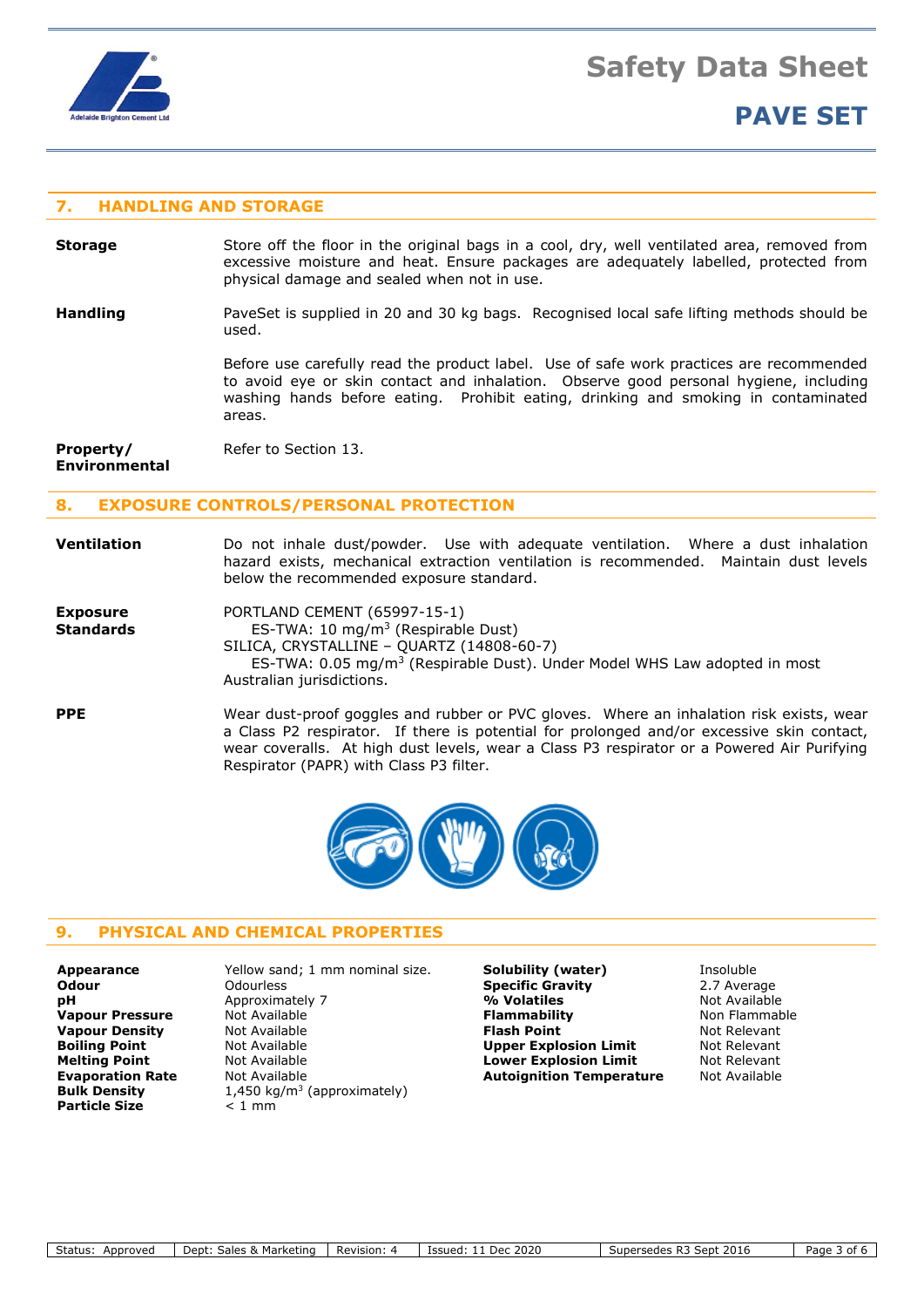## 7. HANDLING AND STORAGE

**Storage**

Store off the floor in the original bags in a cool, dry, well ventilated area, removed from excessive moisture and heat. Ensure packages are adequately labelled, protected from physical damage and sealed when not in use.

**Handling**

PaveSet is supplied in 20 and 30 kg bags. Recognised local safe lifting methods should be used.

Before use carefully read the product label. Use of safe work practices are recommended to avoid eye or skin contact and inhalation. Observe good personal hygiene, including washing hands before eating. Prohibit eating, drinking and smoking in contaminated areas.

**Property/ Environmental**

Refer to Section 13.

## 8. EXPOSURE CONTROLS/PERSONAL PROTECTION

**Ventilation**

Do not inhale dust/powder. Use with adequate ventilation. Where a dust inhalation hazard exists, mechanical extraction ventilation is recommended. Maintain dust levels below the recommended exposure standard.

**Exposure Standards**

PORTLAND CEMENT (65997-15-1)
ES-TWA: 10 mg/m$^3$ (Respirable Dust)
SILICA, CRYSTALLINE – QUARTZ (14808-60-7)
ES-TWA: 0.05 mg/m$^3$ (Respirable Dust). Under Model WHS Law adopted in most Australian jurisdictions.

**PPE**

Wear dust-proof goggles and rubber or PVC gloves. Where an inhalation risk exists, wear a Class P2 respirator. If there is potential for prolonged and/or excessive skin contact, wear coveralls. At high dust levels, wear a Class P3 respirator or a Powered Air Purifying Respirator (PAPR) with Class P3 filter.

## 9. PHYSICAL AND CHEMICAL PROPERTIES

| Property | Value |
|---|---|
| **Appearance** | Yellow sand; 1 mm nominal size. |
| **Odour** | Odourless |
| **pH** | Approximately 7 |
| **Vapour Pressure** | Not Available |
| **Vapour Density** | Not Available |
| **Boiling Point** | Not Available |
| **Melting Point** | Not Available |
| **Evaporation Rate** | Not Available |
| **Bulk Density** | 1,450 kg/m$^3$ (approximately) |
| **Particle Size** | < 1 mm |
| **Solubility (water)** | Insoluble |
| **Specific Gravity** | 2.7 Average |
| **% Volatiles** | Not Available |
| **Flammability** | Non Flammable |
| **Flash Point** | Not Relevant |
| **Upper Explosion Limit** | Not Relevant |
| **Lower Explosion Limit** | Not Relevant |
| **Autoignition Temperature** | Not Available |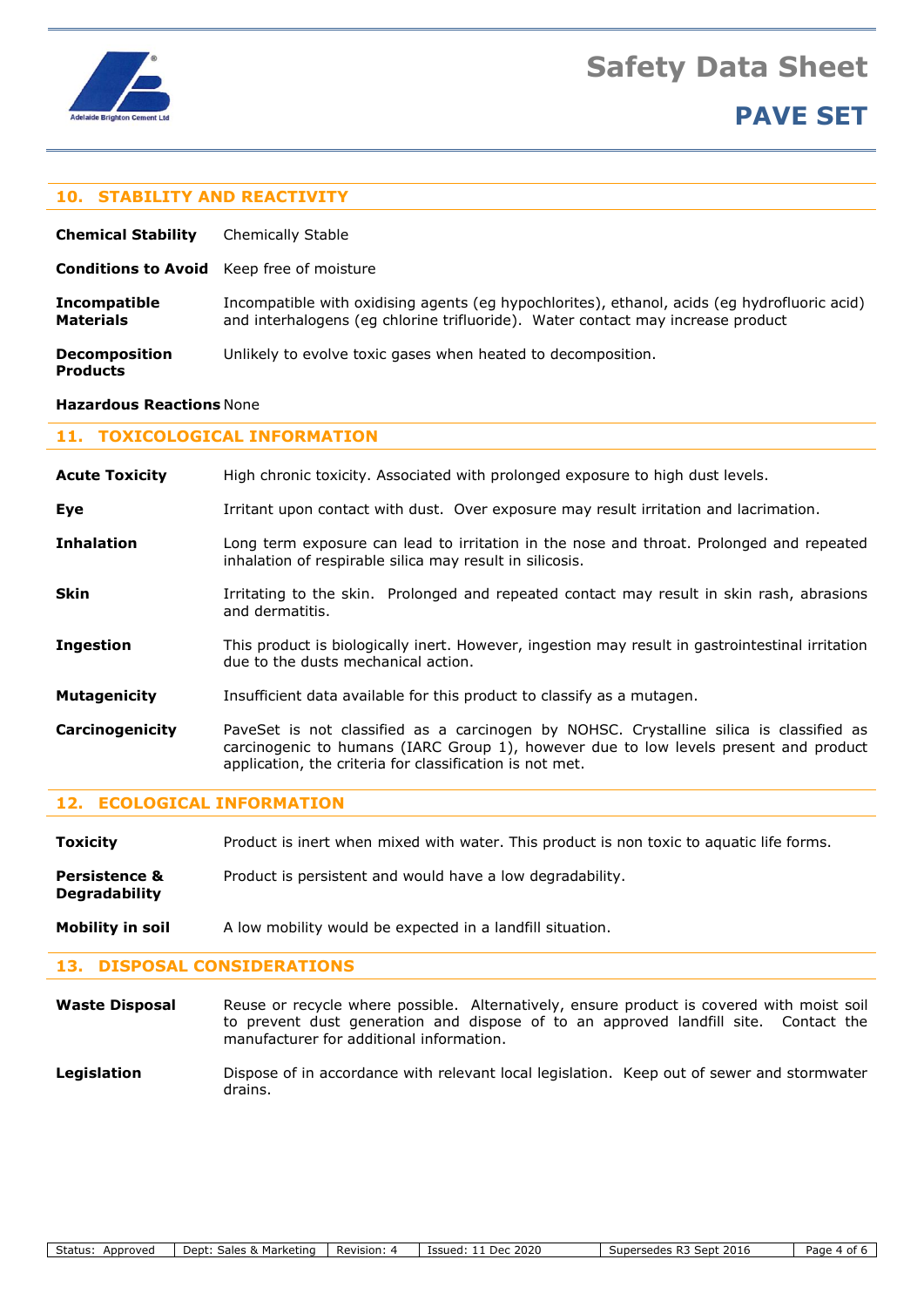## 10. STABILITY AND REACTIVITY

**Chemical Stability** Chemically Stable

**Conditions to Avoid** Keep free of moisture

**Incompatible Materials** Incompatible with oxidising agents (eg hypochlorites), ethanol, acids (eg hydrofluoric acid) and interhalogens (eg chlorine trifluoride). Water contact may increase product

**Decomposition Products** Unlikely to evolve toxic gases when heated to decomposition.

**Hazardous Reactions** None

## 11. TOXICOLOGICAL INFORMATION

**Acute Toxicity** High chronic toxicity. Associated with prolonged exposure to high dust levels.

**Eye** Irritant upon contact with dust. Over exposure may result irritation and lacrimation.

**Inhalation** Long term exposure can lead to irritation in the nose and throat. Prolonged and repeated inhalation of respirable silica may result in silicosis.

**Skin** Irritating to the skin. Prolonged and repeated contact may result in skin rash, abrasions and dermatitis.

**Ingestion** This product is biologically inert. However, ingestion may result in gastrointestinal irritation due to the dusts mechanical action.

**Mutagenicity** Insufficient data available for this product to classify as a mutagen.

**Carcinogenicity** PaveSet is not classified as a carcinogen by NOHSC. Crystalline silica is classified as carcinogenic to humans (IARC Group 1), however due to low levels present and product application, the criteria for classification is not met.

## 12. ECOLOGICAL INFORMATION

**Toxicity** Product is inert when mixed with water. This product is non toxic to aquatic life forms.

**Persistence & Degradability** Product is persistent and would have a low degradability.

**Mobility in soil** A low mobility would be expected in a landfill situation.

## 13. DISPOSAL CONSIDERATIONS

**Waste Disposal** Reuse or recycle where possible. Alternatively, ensure product is covered with moist soil to prevent dust generation and dispose of to an approved landfill site. Contact the manufacturer for additional information.

**Legislation** Dispose of in accordance with relevant local legislation. Keep out of sewer and stormwater drains.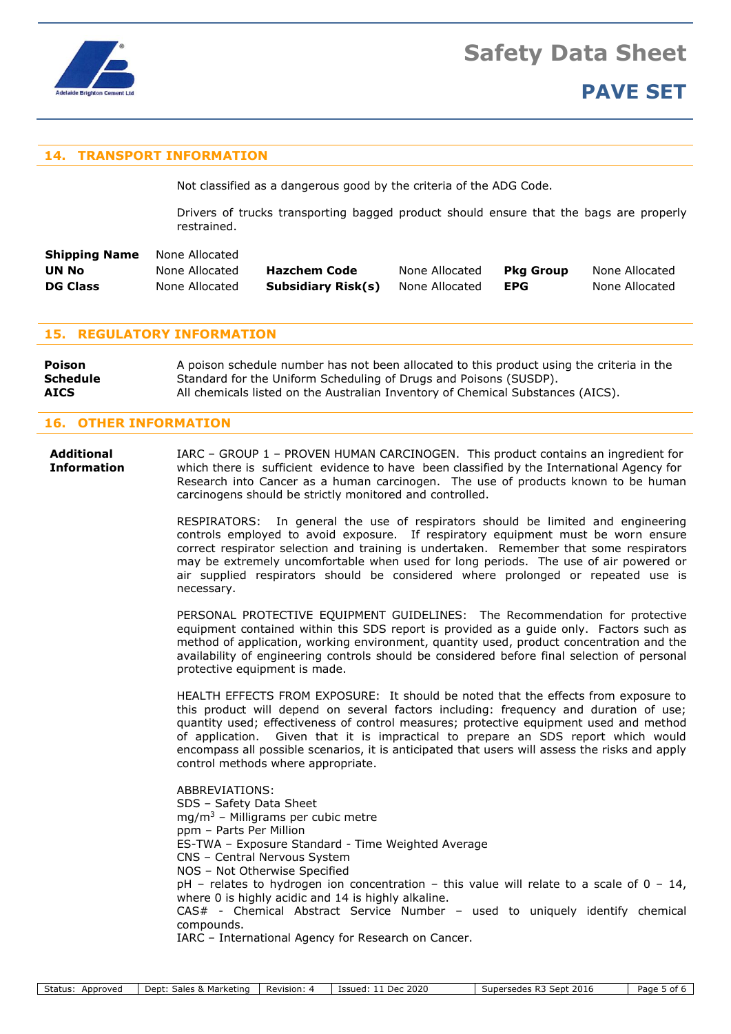## 14. TRANSPORT INFORMATION

Not classified as a dangerous good by the criteria of the ADG Code.

Drivers of trucks transporting bagged product should ensure that the bags are properly restrained.

| | | | | | |
|---|---|---|---|---|---|
| **Shipping Name** | None Allocated | | | | |
| **UN No** | None Allocated | **Hazchem Code** | None Allocated | **Pkg Group** | None Allocated |
| **DG Class** | None Allocated | **Subsidiary Risk(s)** | None Allocated | **EPG** | None Allocated |

## 15. REGULATORY INFORMATION

**Poison Schedule** A poison schedule number has not been allocated to this product using the criteria in the Standard for the Uniform Scheduling of Drugs and Poisons (SUSDP).

**AICS** All chemicals listed on the Australian Inventory of Chemical Substances (AICS).

## 16. OTHER INFORMATION

**Additional Information**

IARC – GROUP 1 – PROVEN HUMAN CARCINOGEN. This product contains an ingredient for which there is sufficient evidence to have been classified by the International Agency for Research into Cancer as a human carcinogen. The use of products known to be human carcinogens should be strictly monitored and controlled.

RESPIRATORS: In general the use of respirators should be limited and engineering controls employed to avoid exposure. If respiratory equipment must be worn ensure correct respirator selection and training is undertaken. Remember that some respirators may be extremely uncomfortable when used for long periods. The use of air powered or air supplied respirators should be considered where prolonged or repeated use is necessary.

PERSONAL PROTECTIVE EQUIPMENT GUIDELINES: The Recommendation for protective equipment contained within this SDS report is provided as a guide only. Factors such as method of application, working environment, quantity used, product concentration and the availability of engineering controls should be considered before final selection of personal protective equipment is made.

HEALTH EFFECTS FROM EXPOSURE: It should be noted that the effects from exposure to this product will depend on several factors including: frequency and duration of use; quantity used; effectiveness of control measures; protective equipment used and method of application. Given that it is impractical to prepare an SDS report which would encompass all possible scenarios, it is anticipated that users will assess the risks and apply control methods where appropriate.

ABBREVIATIONS:
SDS – Safety Data Sheet
$mg/m^3$ – Milligrams per cubic metre
ppm – Parts Per Million
ES-TWA – Exposure Standard - Time Weighted Average
CNS – Central Nervous System
NOS – Not Otherwise Specified
pH – relates to hydrogen ion concentration – this value will relate to a scale of 0 – 14, where 0 is highly acidic and 14 is highly alkaline.
CAS# - Chemical Abstract Service Number – used to uniquely identify chemical compounds.
IARC – International Agency for Research on Cancer.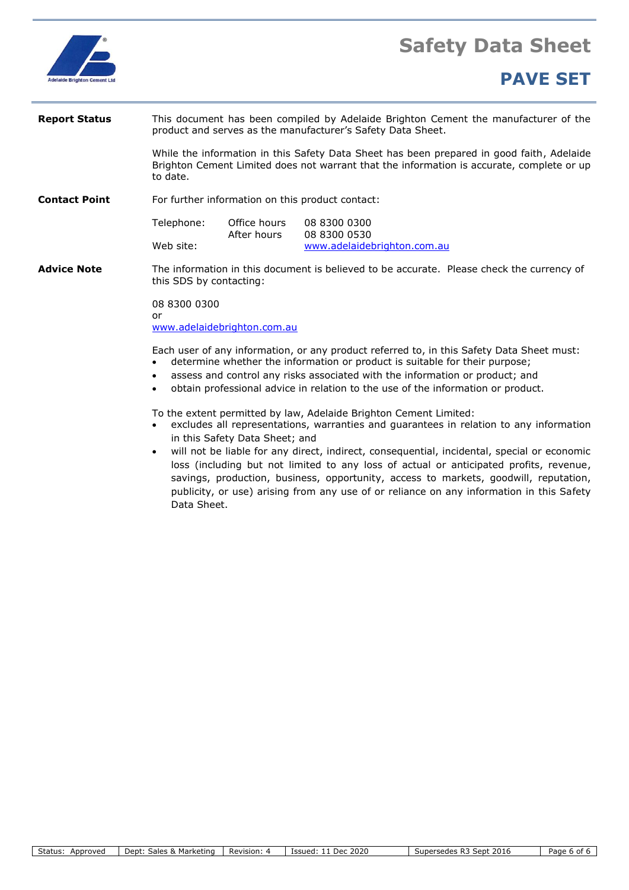**Report Status**

This document has been compiled by Adelaide Brighton Cement the manufacturer of the product and serves as the manufacturer's Safety Data Sheet.

While the information in this Safety Data Sheet has been prepared in good faith, Adelaide Brighton Cement Limited does not warrant that the information is accurate, complete or up to date.

**Contact Point**

For further information on this product contact:

| | | |
|---|---|---|
| Telephone: | Office hours | 08 8300 0300 |
| | After hours | 08 8300 0530 |
| Web site: | | www.adelaidebrighton.com.au |

**Advice Note**

The information in this document is believed to be accurate. Please check the currency of this SDS by contacting:

08 8300 0300
or
www.adelaidebrighton.com.au

Each user of any information, or any product referred to, in this Safety Data Sheet must:

- determine whether the information or product is suitable for their purpose;
- assess and control any risks associated with the information or product; and
- obtain professional advice in relation to the use of the information or product.

To the extent permitted by law, Adelaide Brighton Cement Limited:

- excludes all representations, warranties and guarantees in relation to any information in this Safety Data Sheet; and
- will not be liable for any direct, indirect, consequential, incidental, special or economic loss (including but not limited to any loss of actual or anticipated profits, revenue, savings, production, business, opportunity, access to markets, goodwill, reputation, publicity, or use) arising from any use of or reliance on any information in this Safety Data Sheet.